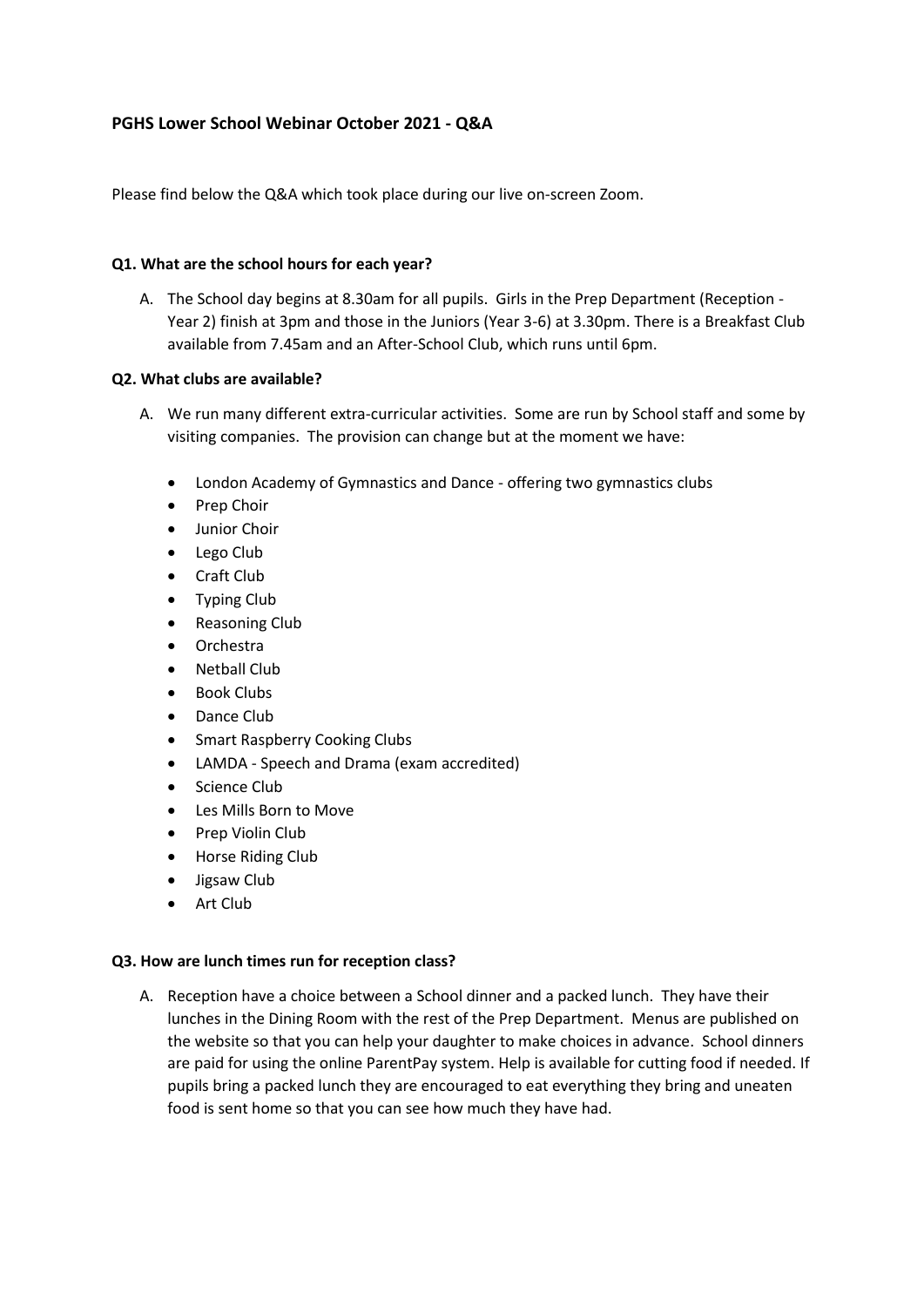# PGHS Lower School Webinar October 2021 - Q&A

Please find below the Q&A which took place during our live on-screen Zoom.

### Q1. What are the school hours for each year?

A. The School day begins at 8.30am for all pupils. Girls in the Prep Department (Reception - Year 2) finish at 3pm and those in the Juniors (Year 3-6) at 3.30pm. There is a Breakfast Club available from 7.45am and an After-School Club, which runs until 6pm.

### Q2. What clubs are available?

A. We run many different extra-curricular activities. Some are run by School staff and some by visiting companies. The provision can change but at the moment we have:

- London Academy of Gymnastics and Dance - offering two gymnastics clubs
- Prep Choir
- Junior Choir
- Lego Club
- Craft Club
- Typing Club
- Reasoning Club
- Orchestra
- Netball Club
- Book Clubs
- Dance Club
- Smart Raspberry Cooking Clubs
- LAMDA - Speech and Drama (exam accredited)
- Science Club
- Les Mills Born to Move
- Prep Violin Club
- Horse Riding Club
- Jigsaw Club
- Art Club

### Q3. How are lunch times run for reception class?

A. Reception have a choice between a School dinner and a packed lunch. They have their lunches in the Dining Room with the rest of the Prep Department. Menus are published on the website so that you can help your daughter to make choices in advance. School dinners are paid for using the online ParentPay system. Help is available for cutting food if needed. If pupils bring a packed lunch they are encouraged to eat everything they bring and uneaten food is sent home so that you can see how much they have had.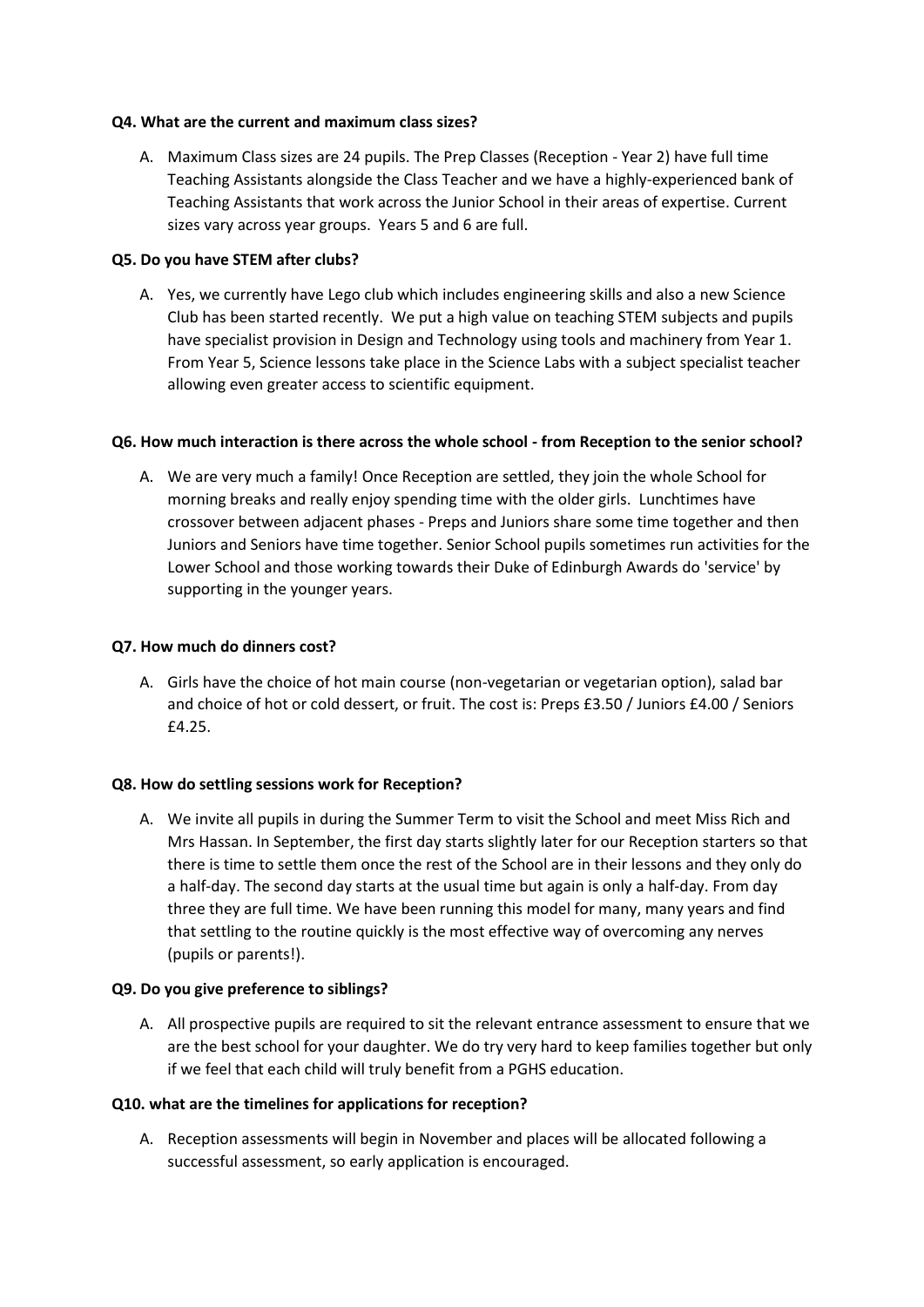**Q4. What are the current and maximum class sizes?**

A. Maximum Class sizes are 24 pupils. The Prep Classes (Reception - Year 2) have full time Teaching Assistants alongside the Class Teacher and we have a highly-experienced bank of Teaching Assistants that work across the Junior School in their areas of expertise. Current sizes vary across year groups. Years 5 and 6 are full.

**Q5. Do you have STEM after clubs?**

A. Yes, we currently have Lego club which includes engineering skills and also a new Science Club has been started recently. We put a high value on teaching STEM subjects and pupils have specialist provision in Design and Technology using tools and machinery from Year 1. From Year 5, Science lessons take place in the Science Labs with a subject specialist teacher allowing even greater access to scientific equipment.

**Q6. How much interaction is there across the whole school - from Reception to the senior school?**

A. We are very much a family! Once Reception are settled, they join the whole School for morning breaks and really enjoy spending time with the older girls. Lunchtimes have crossover between adjacent phases - Preps and Juniors share some time together and then Juniors and Seniors have time together. Senior School pupils sometimes run activities for the Lower School and those working towards their Duke of Edinburgh Awards do 'service' by supporting in the younger years.

**Q7. How much do dinners cost?**

A. Girls have the choice of hot main course (non-vegetarian or vegetarian option), salad bar and choice of hot or cold dessert, or fruit. The cost is: Preps £3.50 / Juniors £4.00 / Seniors £4.25.

**Q8. How do settling sessions work for Reception?**

A. We invite all pupils in during the Summer Term to visit the School and meet Miss Rich and Mrs Hassan. In September, the first day starts slightly later for our Reception starters so that there is time to settle them once the rest of the School are in their lessons and they only do a half-day. The second day starts at the usual time but again is only a half-day. From day three they are full time. We have been running this model for many, many years and find that settling to the routine quickly is the most effective way of overcoming any nerves (pupils or parents!).

**Q9. Do you give preference to siblings?**

A. All prospective pupils are required to sit the relevant entrance assessment to ensure that we are the best school for your daughter. We do try very hard to keep families together but only if we feel that each child will truly benefit from a PGHS education.

**Q10. what are the timelines for applications for reception?**

A. Reception assessments will begin in November and places will be allocated following a successful assessment, so early application is encouraged.